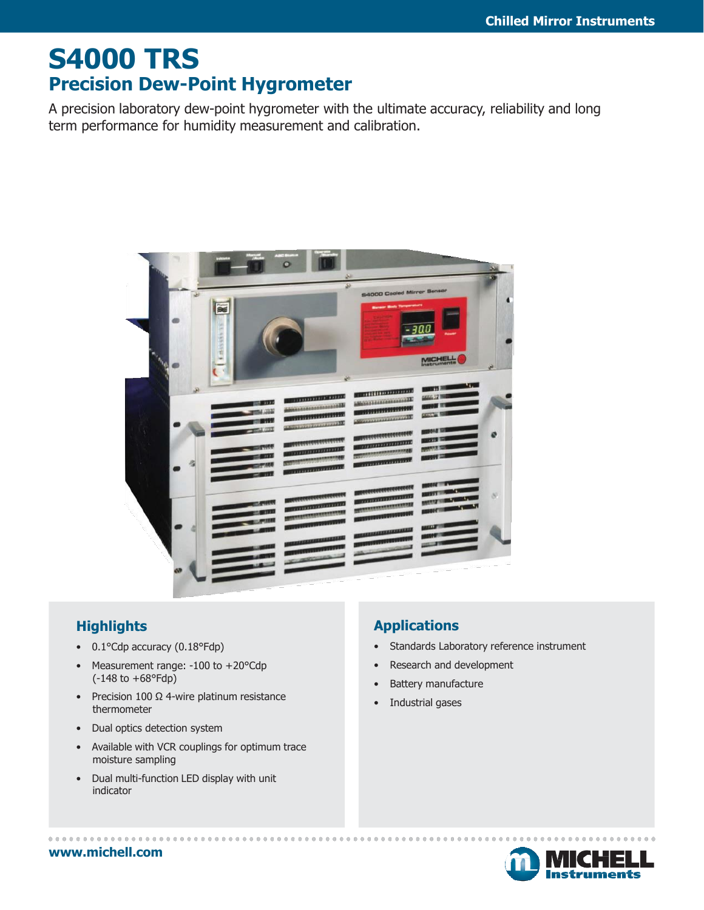# S4000 TRS

## Precision Dew-Point Hygrometer

A precision laboratory dew-point hygrometer with the ultimate accuracy, reliability and long term performance for humidity measurement and calibration.

### Highlights

- 0.1°Cdp accuracy (0.18°Fdp)
- Measurement range: -100 to +20°Cdp (-148 to +68°Fdp)
- Precision 100 Ω 4-wire platinum resistance thermometer
- Dual optics detection system
- Available with VCR couplings for optimum trace moisture sampling
- Dual multi-function LED display with unit indicator

### Applications

- Standards Laboratory reference instrument
- Research and development
- Battery manufacture
- Industrial gases

www.michell.com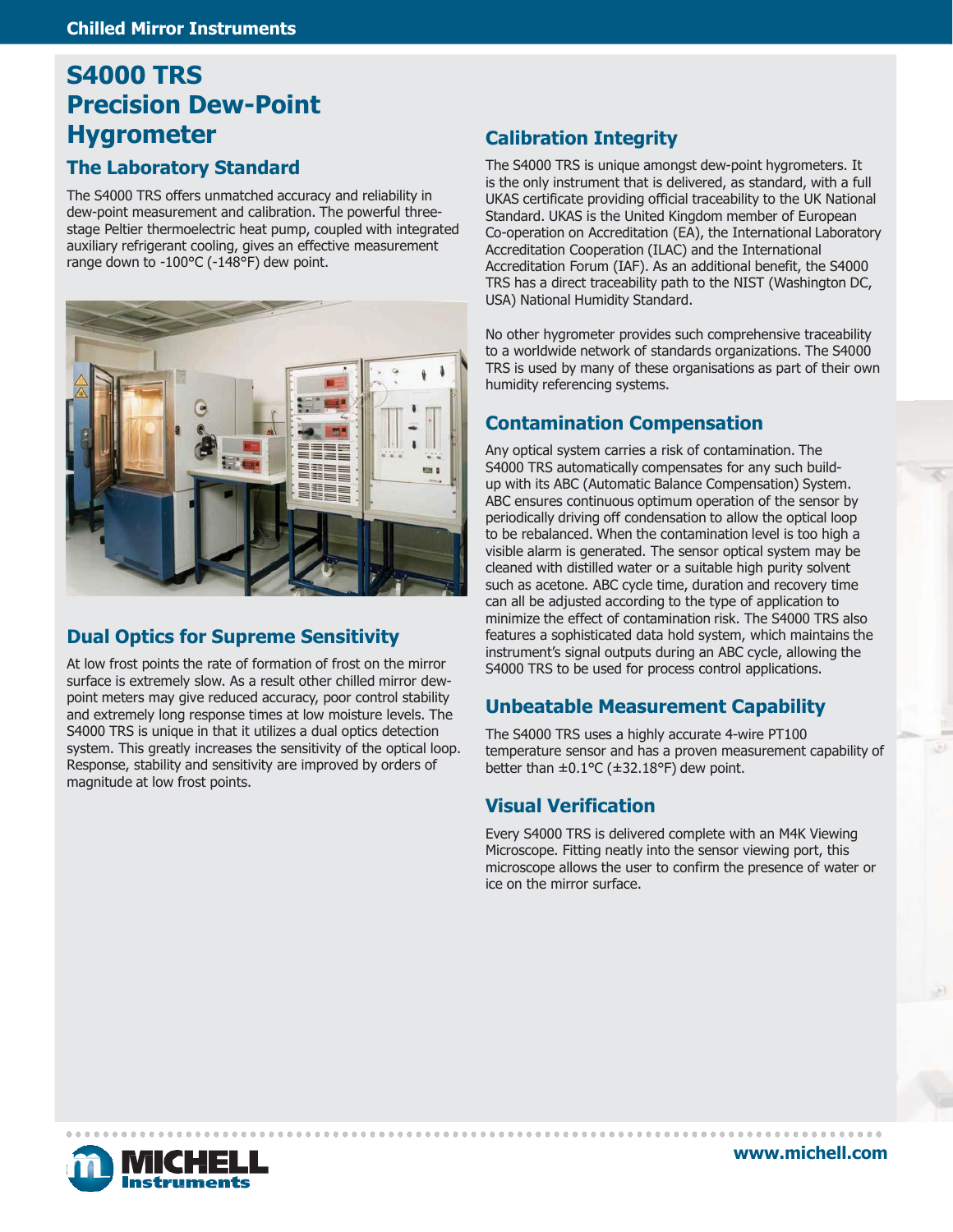# S4000 TRS Precision Dew-Point Hygrometer

## The Laboratory Standard

The S4000 TRS offers unmatched accuracy and reliability in dew-point measurement and calibration. The powerful three-stage Peltier thermoelectric heat pump, coupled with integrated auxiliary refrigerant cooling, gives an effective measurement range down to -100°C (-148°F) dew point.

## Dual Optics for Supreme Sensitivity

At low frost points the rate of formation of frost on the mirror surface is extremely slow. As a result other chilled mirror dew-point meters may give reduced accuracy, poor control stability and extremely long response times at low moisture levels. The S4000 TRS is unique in that it utilizes a dual optics detection system. This greatly increases the sensitivity of the optical loop. Response, stability and sensitivity are improved by orders of magnitude at low frost points.

## Calibration Integrity

The S4000 TRS is unique amongst dew-point hygrometers. It is the only instrument that is delivered, as standard, with a full UKAS certificate providing official traceability to the UK National Standard. UKAS is the United Kingdom member of European Co-operation on Accreditation (EA), the International Laboratory Accreditation Cooperation (ILAC) and the International Accreditation Forum (IAF). As an additional benefit, the S4000 TRS has a direct traceability path to the NIST (Washington DC, USA) National Humidity Standard.

No other hygrometer provides such comprehensive traceability to a worldwide network of standards organizations. The S4000 TRS is used by many of these organisations as part of their own humidity referencing systems.

## Contamination Compensation

Any optical system carries a risk of contamination. The S4000 TRS automatically compensates for any such build-up with its ABC (Automatic Balance Compensation) System. ABC ensures continuous optimum operation of the sensor by periodically driving off condensation to allow the optical loop to be rebalanced. When the contamination level is too high a visible alarm is generated. The sensor optical system may be cleaned with distilled water or a suitable high purity solvent such as acetone. ABC cycle time, duration and recovery time can all be adjusted according to the type of application to minimize the effect of contamination risk. The S4000 TRS also features a sophisticated data hold system, which maintains the instrument's signal outputs during an ABC cycle, allowing the S4000 TRS to be used for process control applications.

## Unbeatable Measurement Capability

The S4000 TRS uses a highly accurate 4-wire PT100 temperature sensor and has a proven measurement capability of better than ±0.1°C (±32.18°F) dew point.

## Visual Verification

Every S4000 TRS is delivered complete with an M4K Viewing Microscope. Fitting neatly into the sensor viewing port, this microscope allows the user to confirm the presence of water or ice on the mirror surface.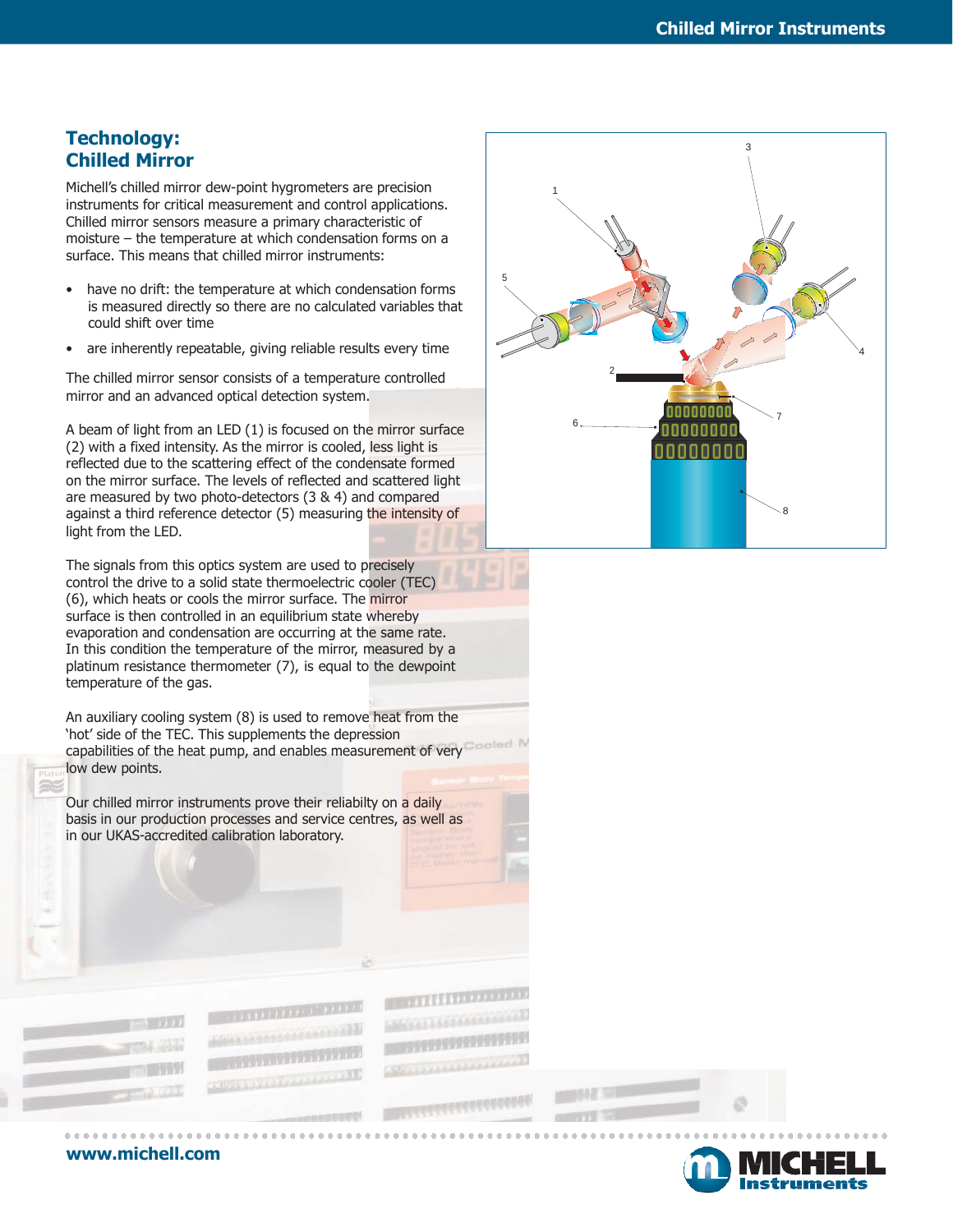## Technology: Chilled Mirror

Michell's chilled mirror dew-point hygrometers are precision instruments for critical measurement and control applications. Chilled mirror sensors measure a primary characteristic of moisture – the temperature at which condensation forms on a surface. This means that chilled mirror instruments:

- have no drift: the temperature at which condensation forms is measured directly so there are no calculated variables that could shift over time
- are inherently repeatable, giving reliable results every time

The chilled mirror sensor consists of a temperature controlled mirror and an advanced optical detection system.

A beam of light from an LED (1) is focused on the mirror surface (2) with a fixed intensity. As the mirror is cooled, less light is reflected due to the scattering effect of the condensate formed on the mirror surface. The levels of reflected and scattered light are measured by two photo-detectors (3 & 4) and compared against a third reference detector (5) measuring the intensity of light from the LED.

The signals from this optics system are used to precisely control the drive to a solid state thermoelectric cooler (TEC) (6), which heats or cools the mirror surface. The mirror surface is then controlled in an equilibrium state whereby evaporation and condensation are occurring at the same rate. In this condition the temperature of the mirror, measured by a platinum resistance thermometer (7), is equal to the dewpoint temperature of the gas.

An auxiliary cooling system (8) is used to remove heat from the 'hot' side of the TEC. This supplements the depression capabilities of the heat pump, and enables measurement of very low dew points.

Our chilled mirror instruments prove their reliabilty on a daily basis in our production processes and service centres, as well as in our UKAS-accredited calibration laboratory.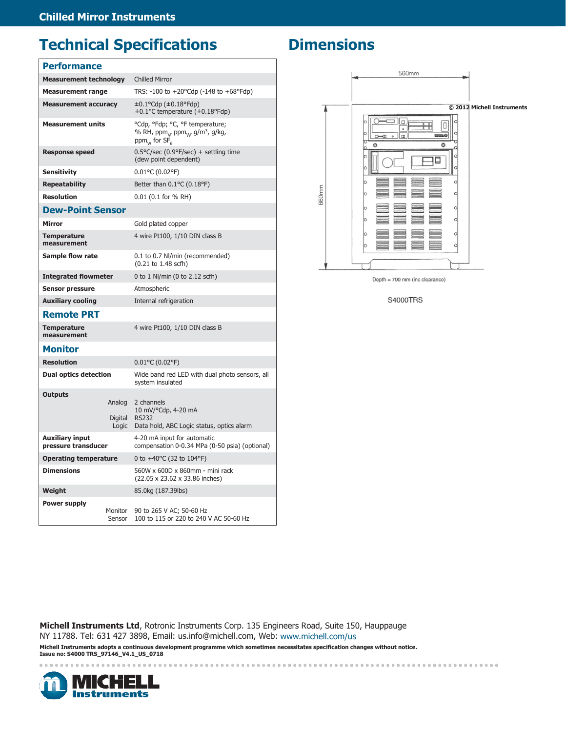## Technical Specifications

| | |
|---|---|
| **Performance** | |
| **Measurement technology** | Chilled Mirror |
| **Measurement range** | TRS: -100 to +20°Cdp (-148 to +68°Fdp) |
| **Measurement accuracy** | ±0.1°Cdp (±0.18°Fdp)<br>±0.1°C temperature (±0.18°Fdp) |
| **Measurement units** | °Cdp, °Fdp; °C, °F temperature;<br>% RH, $ppm_v$, $ppm_W$, g/m³, g/kg,<br>$ppm_W$ for $SF_6$ |
| **Response speed** | 0.5°C/sec (0.9°F/sec) + settling time<br>(dew point dependent) |
| **Sensitivity** | 0.01°C (0.02°F) |
| **Repeatability** | Better than 0.1°C (0.18°F) |
| **Resolution** | 0.01 (0.1 for % RH) |
| **Dew-Point Sensor** | |
| **Mirror** | Gold plated copper |
| **Temperature measurement** | 4 wire Pt100, 1/10 DIN class B |
| **Sample flow rate** | 0.1 to 0.7 Nl/min (recommended)<br>(0.21 to 1.48 scfh) |
| **Integrated flowmeter** | 0 to 1 Nl/min (0 to 2.12 scfh) |
| **Sensor pressure** | Atmospheric |
| **Auxiliary cooling** | Internal refrigeration |
| **Remote PRT** | |
| **Temperature measurement** | 4 wire Pt100, 1/10 DIN class B |
| **Monitor** | |
| **Resolution** | 0.01°C (0.02°F) |
| **Dual optics detection** | Wide band red LED with dual photo sensors, all system insulated |
| **Outputs** Analog | 2 channels<br>10 mV/°Cdp, 4-20 mA |
| Digital | RS232 |
| Logic | Data hold, ABC Logic status, optics alarm |
| **Auxiliary input pressure transducer** | 4-20 mA input for automatic compensation 0-0.34 MPa (0-50 psia) (optional) |
| **Operating temperature** | 0 to +40°C (32 to 104°F) |
| **Dimensions** | 560W x 600D x 860mm - mini rack<br>(22.05 x 23.62 x 33.86 inches) |
| **Weight** | 85.0kg (187.39lbs) |
| **Power supply** Monitor | 90 to 265 V AC; 50-60 Hz |
| Sensor | 100 to 115 or 220 to 240 V AC 50-60 Hz |

## Dimensions

560mm

860mm

© 2012 Michell Instruments

Depth = 700 mm (inc clearance)

S4000TRS

**Michell Instruments Ltd**, Rotronic Instruments Corp. 135 Engineers Road, Suite 150, Hauppauge NY 11788. Tel: 631 427 3898, Email: us.info@michell.com, Web: www.michell.com/us

**Michell Instruments adopts a continuous development programme which sometimes necessitates specification changes without notice.**
**Issue no: S4000 TRS_97146_V4.1_US_0718**

MICHELL Instruments